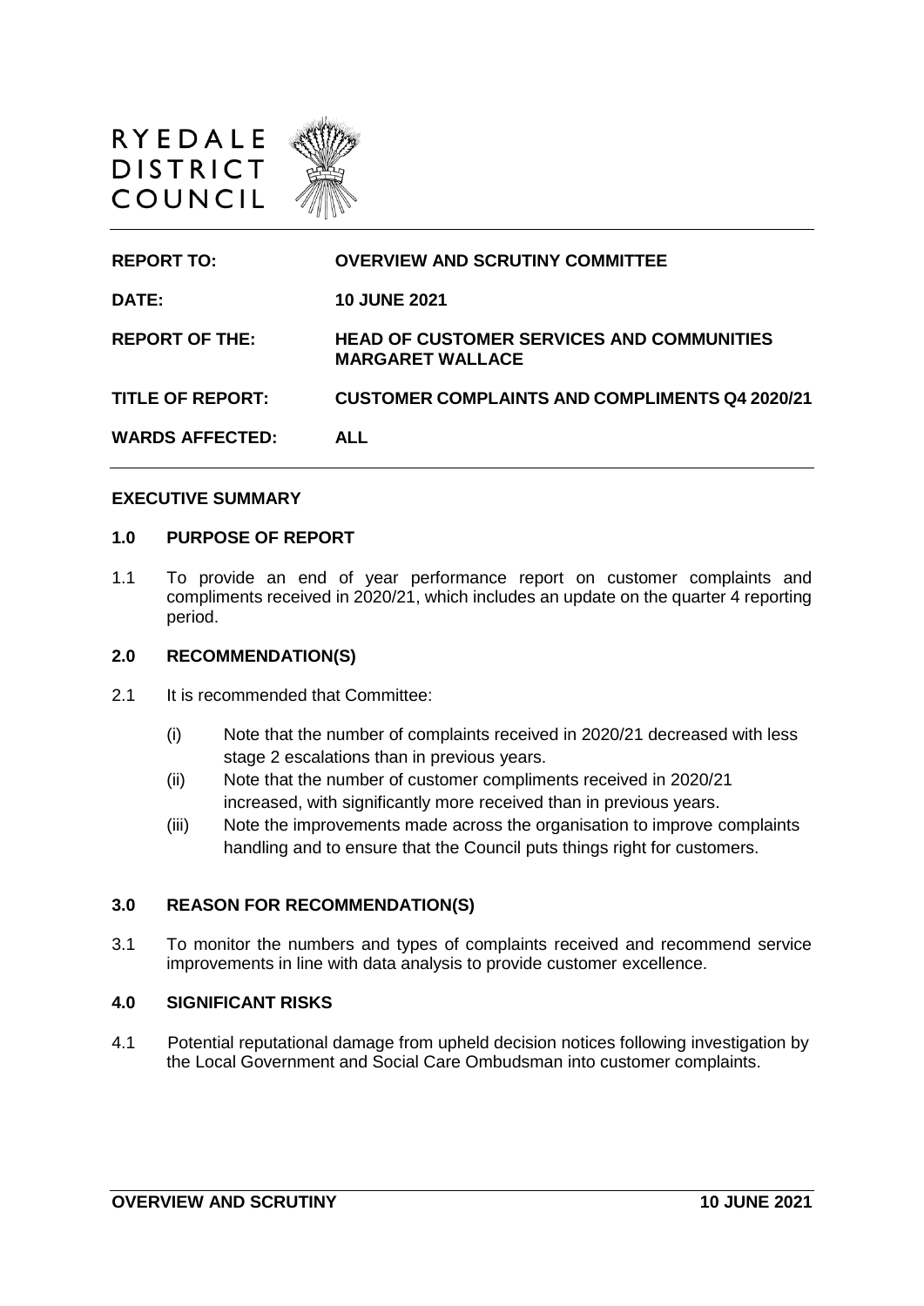RYEDALE DISTRICT COUNCIL

| | |
|---|---|
| **REPORT TO:** | **OVERVIEW AND SCRUTINY COMMITTEE** |
| **DATE:** | **10 JUNE 2021** |
| **REPORT OF THE:** | **HEAD OF CUSTOMER SERVICES AND COMMUNITIES MARGARET WALLACE** |
| **TITLE OF REPORT:** | **CUSTOMER COMPLAINTS AND COMPLIMENTS Q4 2020/21** |
| **WARDS AFFECTED:** | **ALL** |

## EXECUTIVE SUMMARY

### 1.0 PURPOSE OF REPORT

1.1 To provide an end of year performance report on customer complaints and compliments received in 2020/21, which includes an update on the quarter 4 reporting period.

### 2.0 RECOMMENDATION(S)

2.1 It is recommended that Committee:

(i) Note that the number of complaints received in 2020/21 decreased with less stage 2 escalations than in previous years.

(ii) Note that the number of customer compliments received in 2020/21 increased, with significantly more received than in previous years.

(iii) Note the improvements made across the organisation to improve complaints handling and to ensure that the Council puts things right for customers.

### 3.0 REASON FOR RECOMMENDATION(S)

3.1 To monitor the numbers and types of complaints received and recommend service improvements in line with data analysis to provide customer excellence.

### 4.0 SIGNIFICANT RISKS

4.1 Potential reputational damage from upheld decision notices following investigation by the Local Government and Social Care Ombudsman into customer complaints.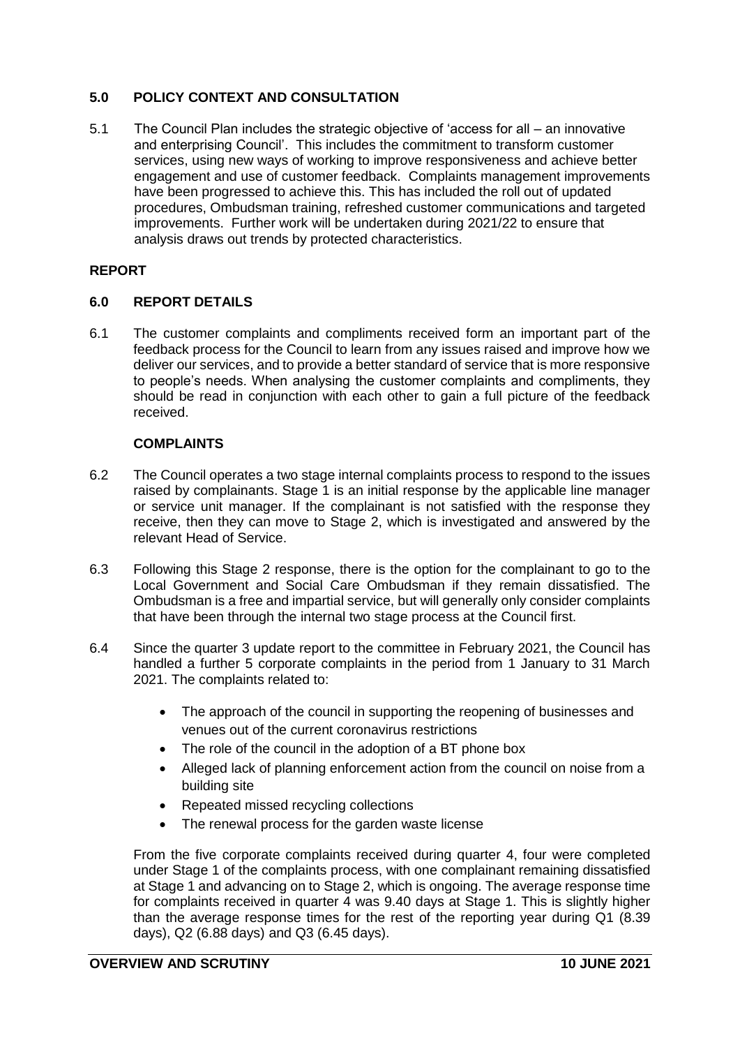## 5.0 POLICY CONTEXT AND CONSULTATION

5.1 The Council Plan includes the strategic objective of 'access for all – an innovative and enterprising Council'. This includes the commitment to transform customer services, using new ways of working to improve responsiveness and achieve better engagement and use of customer feedback. Complaints management improvements have been progressed to achieve this. This has included the roll out of updated procedures, Ombudsman training, refreshed customer communications and targeted improvements. Further work will be undertaken during 2021/22 to ensure that analysis draws out trends by protected characteristics.

## REPORT

## 6.0 REPORT DETAILS

6.1 The customer complaints and compliments received form an important part of the feedback process for the Council to learn from any issues raised and improve how we deliver our services, and to provide a better standard of service that is more responsive to people's needs. When analysing the customer complaints and compliments, they should be read in conjunction with each other to gain a full picture of the feedback received.

### COMPLAINTS

6.2 The Council operates a two stage internal complaints process to respond to the issues raised by complainants. Stage 1 is an initial response by the applicable line manager or service unit manager. If the complainant is not satisfied with the response they receive, then they can move to Stage 2, which is investigated and answered by the relevant Head of Service.

6.3 Following this Stage 2 response, there is the option for the complainant to go to the Local Government and Social Care Ombudsman if they remain dissatisfied. The Ombudsman is a free and impartial service, but will generally only consider complaints that have been through the internal two stage process at the Council first.

6.4 Since the quarter 3 update report to the committee in February 2021, the Council has handled a further 5 corporate complaints in the period from 1 January to 31 March 2021. The complaints related to:

- The approach of the council in supporting the reopening of businesses and venues out of the current coronavirus restrictions
- The role of the council in the adoption of a BT phone box
- Alleged lack of planning enforcement action from the council on noise from a building site
- Repeated missed recycling collections
- The renewal process for the garden waste license

From the five corporate complaints received during quarter 4, four were completed under Stage 1 of the complaints process, with one complainant remaining dissatisfied at Stage 1 and advancing on to Stage 2, which is ongoing. The average response time for complaints received in quarter 4 was 9.40 days at Stage 1. This is slightly higher than the average response times for the rest of the reporting year during Q1 (8.39 days), Q2 (6.88 days) and Q3 (6.45 days).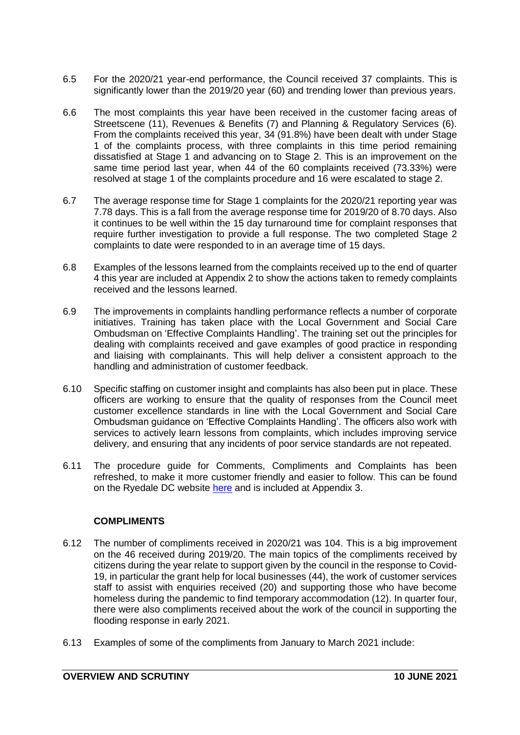6.5 For the 2020/21 year-end performance, the Council received 37 complaints. This is significantly lower than the 2019/20 year (60) and trending lower than previous years.

6.6 The most complaints this year have been received in the customer facing areas of Streetscene (11), Revenues & Benefits (7) and Planning & Regulatory Services (6). From the complaints received this year, 34 (91.8%) have been dealt with under Stage 1 of the complaints process, with three complaints in this time period remaining dissatisfied at Stage 1 and advancing on to Stage 2. This is an improvement on the same time period last year, when 44 of the 60 complaints received (73.33%) were resolved at stage 1 of the complaints procedure and 16 were escalated to stage 2.

6.7 The average response time for Stage 1 complaints for the 2020/21 reporting year was 7.78 days. This is a fall from the average response time for 2019/20 of 8.70 days. Also it continues to be well within the 15 day turnaround time for complaint responses that require further investigation to provide a full response. The two completed Stage 2 complaints to date were responded to in an average time of 15 days.

6.8 Examples of the lessons learned from the complaints received up to the end of quarter 4 this year are included at Appendix 2 to show the actions taken to remedy complaints received and the lessons learned.

6.9 The improvements in complaints handling performance reflects a number of corporate initiatives. Training has taken place with the Local Government and Social Care Ombudsman on 'Effective Complaints Handling'. The training set out the principles for dealing with complaints received and gave examples of good practice in responding and liaising with complainants. This will help deliver a consistent approach to the handling and administration of customer feedback.

6.10 Specific staffing on customer insight and complaints has also been put in place. These officers are working to ensure that the quality of responses from the Council meet customer excellence standards in line with the Local Government and Social Care Ombudsman guidance on 'Effective Complaints Handling'. The officers also work with services to actively learn lessons from complaints, which includes improving service delivery, and ensuring that any incidents of poor service standards are not repeated.

6.11 The procedure guide for Comments, Compliments and Complaints has been refreshed, to make it more customer friendly and easier to follow. This can be found on the Ryedale DC website here and is included at Appendix 3.

**COMPLIMENTS**

6.12 The number of compliments received in 2020/21 was 104. This is a big improvement on the 46 received during 2019/20. The main topics of the compliments received by citizens during the year relate to support given by the council in the response to Covid-19, in particular the grant help for local businesses (44), the work of customer services staff to assist with enquiries received (20) and supporting those who have become homeless during the pandemic to find temporary accommodation (12). In quarter four, there were also compliments received about the work of the council in supporting the flooding response in early 2021.

6.13 Examples of some of the compliments from January to March 2021 include: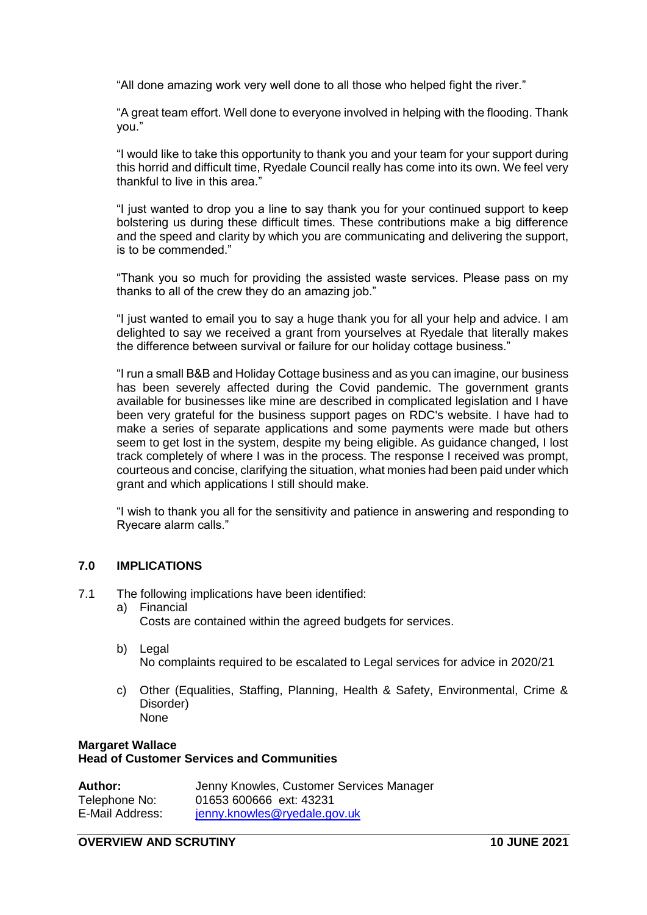"All done amazing work very well done to all those who helped fight the river."

"A great team effort. Well done to everyone involved in helping with the flooding. Thank you."

"I would like to take this opportunity to thank you and your team for your support during this horrid and difficult time, Ryedale Council really has come into its own. We feel very thankful to live in this area."

"I just wanted to drop you a line to say thank you for your continued support to keep bolstering us during these difficult times. These contributions make a big difference and the speed and clarity by which you are communicating and delivering the support, is to be commended."

"Thank you so much for providing the assisted waste services. Please pass on my thanks to all of the crew they do an amazing job."

"I just wanted to email you to say a huge thank you for all your help and advice. I am delighted to say we received a grant from yourselves at Ryedale that literally makes the difference between survival or failure for our holiday cottage business."

"I run a small B&B and Holiday Cottage business and as you can imagine, our business has been severely affected during the Covid pandemic. The government grants available for businesses like mine are described in complicated legislation and I have been very grateful for the business support pages on RDC's website. I have had to make a series of separate applications and some payments were made but others seem to get lost in the system, despite my being eligible. As guidance changed, I lost track completely of where I was in the process. The response I received was prompt, courteous and concise, clarifying the situation, what monies had been paid under which grant and which applications I still should make.

"I wish to thank you all for the sensitivity and patience in answering and responding to Ryecare alarm calls."

## 7.0 IMPLICATIONS

7.1 The following implications have been identified:

a) Financial
   Costs are contained within the agreed budgets for services.

b) Legal
   No complaints required to be escalated to Legal services for advice in 2020/21

c) Other (Equalities, Staffing, Planning, Health & Safety, Environmental, Crime & Disorder)
   None

**Margaret Wallace**
**Head of Customer Services and Communities**

| | |
|---|---|
| **Author:** | Jenny Knowles, Customer Services Manager |
| Telephone No: | 01653 600666 ext: 43231 |
| E-Mail Address: | jenny.knowles@ryedale.gov.uk |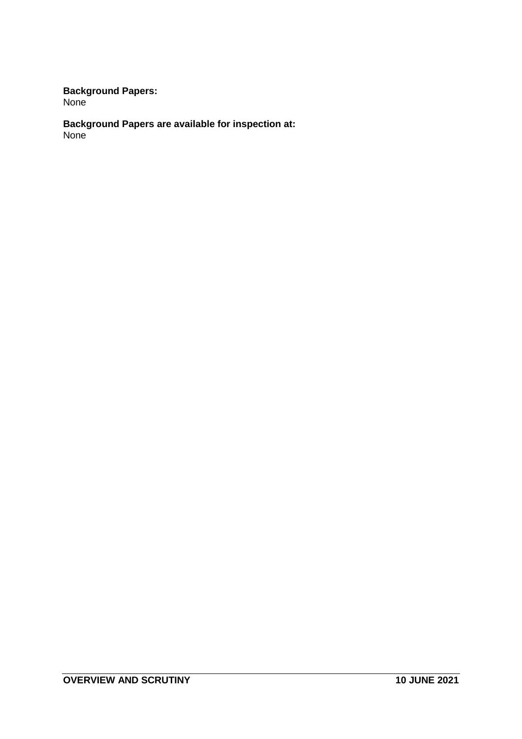**Background Papers:**
None

**Background Papers are available for inspection at:**
None